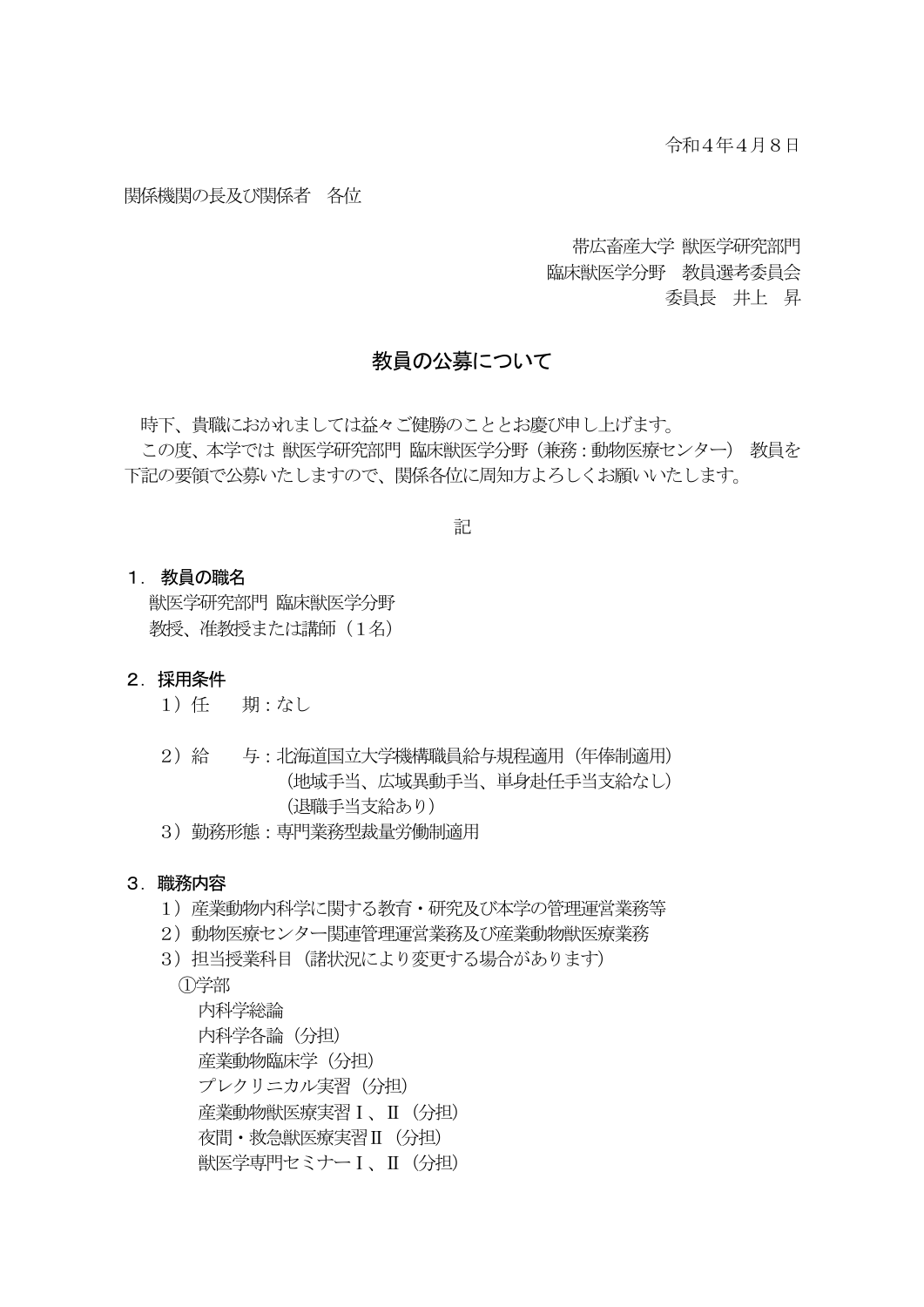令和４年４月８日

関係機関の長及び関係者　各位

帯広畜産大学 獣医学研究部門
臨床獣医学分野　教員選考委員会
委員長　井上　昇

## 教員の公募について

時下、貴職におかれましては益々ご健勝のこととお慶び申し上げます。
この度、本学では 獣医学研究部門 臨床獣医学分野（兼務：動物医療センター） 教員を下記の要領で公募いたしますので、関係各位に周知方よろしくお願いいたします。

記

### １．教員の職名

獣医学研究部門 臨床獣医学分野
教授、准教授または講師（１名）

### ２．採用条件

１）任　　期：なし

２）給　　与：北海道国立大学機構職員給与規程適用（年俸制適用）
（地域手当、広域異動手当、単身赴任手当支給なし）
（退職手当支給あり）

３）勤務形態：専門業務型裁量労働制適用

### ３．職務内容

１）産業動物内科学に関する教育・研究及び本学の管理運営業務等
２）動物医療センター関連管理運営業務及び産業動物獣医療業務
３）担当授業科目（諸状況により変更する場合があります）

①学部

内科学総論
内科学各論（分担）
産業動物臨床学（分担）
プレクリニカル実習（分担）
産業動物獣医療実習Ⅰ、Ⅱ（分担）
夜間・救急獣医療実習Ⅱ（分担）
獣医学専門セミナーⅠ、Ⅱ（分担）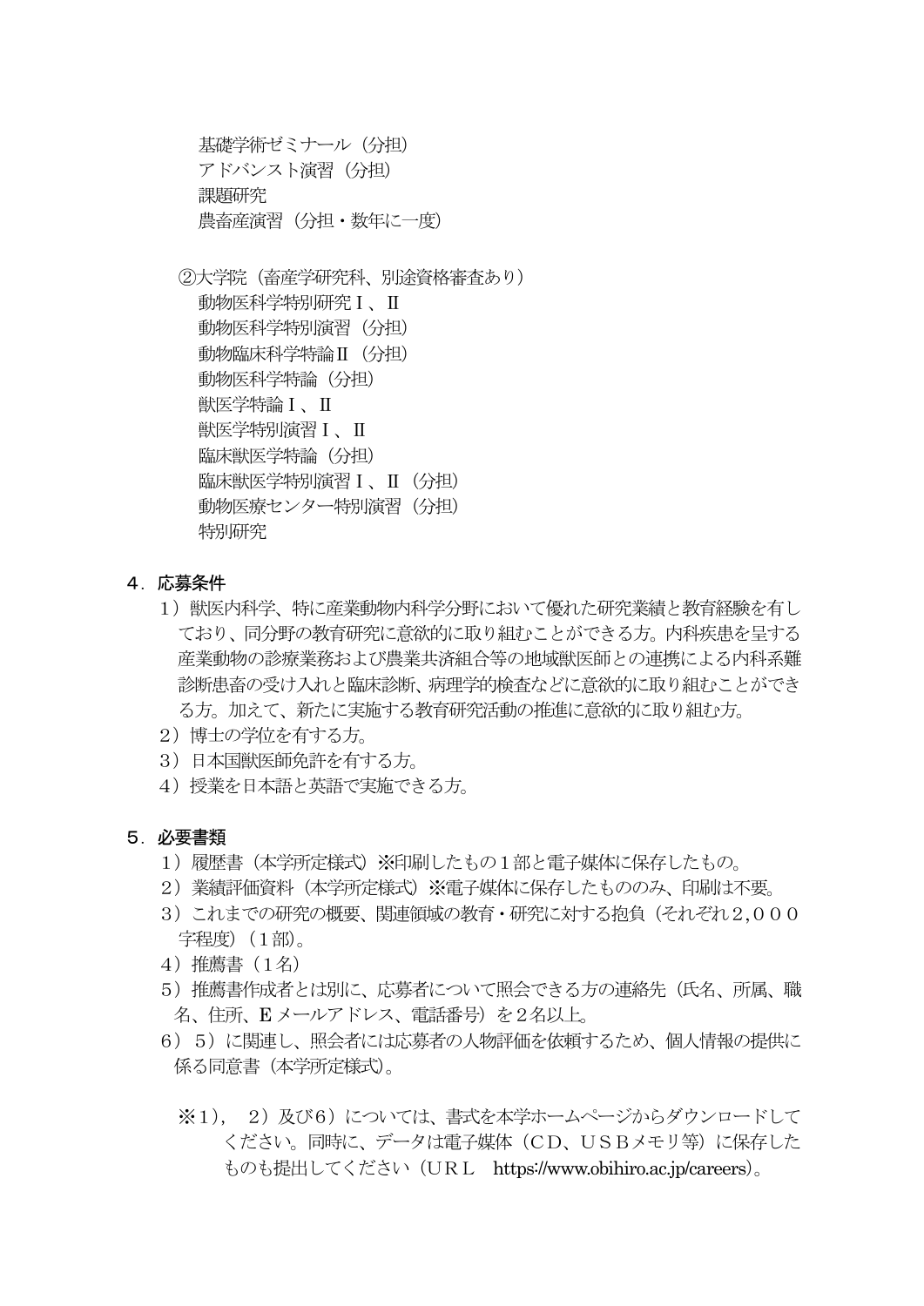基礎学術ゼミナール（分担）
アドバンスト演習（分担）
課題研究
農畜産演習（分担・数年に一度）

②大学院（畜産学研究科、別途資格審査あり）
動物医科学特別研究Ⅰ、Ⅱ
動物医科学特別演習（分担）
動物臨床科学特論Ⅱ（分担）
動物医科学特論（分担）
獣医学特論Ⅰ、Ⅱ
獣医学特別演習Ⅰ、Ⅱ
臨床獣医学特論（分担）
臨床獣医学特別演習Ⅰ、Ⅱ（分担）
動物医療センター特別演習（分担）
特別研究

## ４．応募条件

1）獣医内科学、特に産業動物内科学分野において優れた研究業績と教育経験を有しており、同分野の教育研究に意欲的に取り組むことができる方。内科疾患を呈する産業動物の診療業務および農業共済組合等の地域獣医師との連携による内科系難診断患畜の受け入れと臨床診断、病理学的検査などに意欲的に取り組むことができる方。加えて、新たに実施する教育研究活動の推進に意欲的に取り組む方。
2）博士の学位を有する方。
3）日本国獣医師免許を有する方。
4）授業を日本語と英語で実施できる方。

## ５．必要書類

1）履歴書（本学所定様式）※印刷したもの１部と電子媒体に保存したもの。
2）業績評価資料（本学所定様式）※電子媒体に保存したもののみ、印刷は不要。
3）これまでの研究の概要、関連領域の教育・研究に対する抱負（それぞれ２，０００字程度）（１部）。
4）推薦書（１名）
5）推薦書作成者とは別に、応募者について照会できる方の連絡先（氏名、所属、職名、住所、Eメールアドレス、電話番号）を２名以上。
6）5）に関連し、照会者には応募者の人物評価を依頼するため、個人情報の提供に係る同意書（本学所定様式）。

※1），2）及び6）については、書式を本学ホームページからダウンロードしてください。同時に、データは電子媒体（CD、USBメモリ等）に保存したものも提出してください（ＵＲＬ　https://www.obihiro.ac.jp/careers）。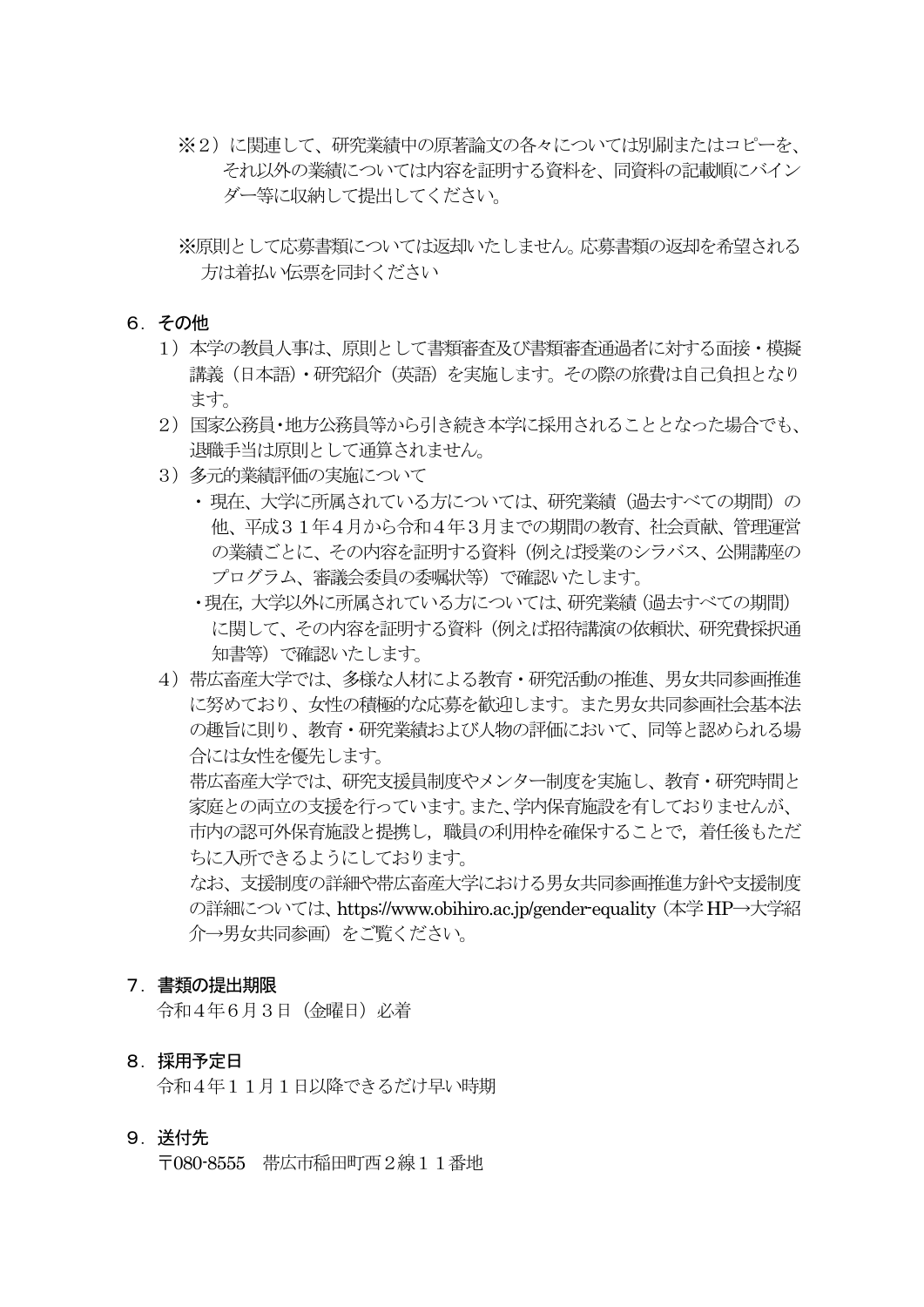※2）に関連して、研究業績中の原著論文の各々については別刷またはコピーを、それ以外の業績については内容を証明する資料を、同資料の記載順にバインダー等に収納して提出してください。

※原則として応募書類については返却いたしません。応募書類の返却を希望される方は着払い伝票を同封ください

## ６．その他

1）本学の教員人事は、原則として書類審査及び書類審査通過者に対する面接・模擬講義（日本語）・研究紹介（英語）を実施します。その際の旅費は自己負担となります。

2）国家公務員・地方公務員等から引き続き本学に採用されることとなった場合でも、退職手当は原則として通算されません。

3）多元的業績評価の実施について

- 現在、大学に所属されている方については、研究業績（過去すべての期間）の他、平成３１年４月から令和４年３月までの期間の教育、社会貢献、管理運営の業績ごとに、その内容を証明する資料（例えば授業のシラバス、公開講座のプログラム、審議会委員の委嘱状等）で確認いたします。
- 現在, 大学以外に所属されている方については、研究業績（過去すべての期間）に関して、その内容を証明する資料（例えば招待講演の依頼状、研究費採択通知書等）で確認いたします。

4）帯広畜産大学では、多様な人材による教育・研究活動の推進、男女共同参画推進に努めており、女性の積極的な応募を歓迎します。また男女共同参画社会基本法の趣旨に則り、教育・研究業績および人物の評価において、同等と認められる場合には女性を優先します。

帯広畜産大学では、研究支援員制度やメンター制度を実施し、教育・研究時間と家庭との両立の支援を行っています。また、学内保育施設を有しておりませんが、市内の認可外保育施設と提携し，職員の利用枠を確保することで，着任後もただちに入所できるようにしております。

なお、支援制度の詳細や帯広畜産大学における男女共同参画推進方針や支援制度の詳細については、https://www.obihiro.ac.jp/gender-equality（本学HP→大学紹介→男女共同参画）をご覧ください。

## ７．書類の提出期限

令和４年６月３日（金曜日）必着

## ８．採用予定日

令和４年１１月１日以降できるだけ早い時期

## ９．送付先

〒080-8555　帯広市稲田町西２線１１番地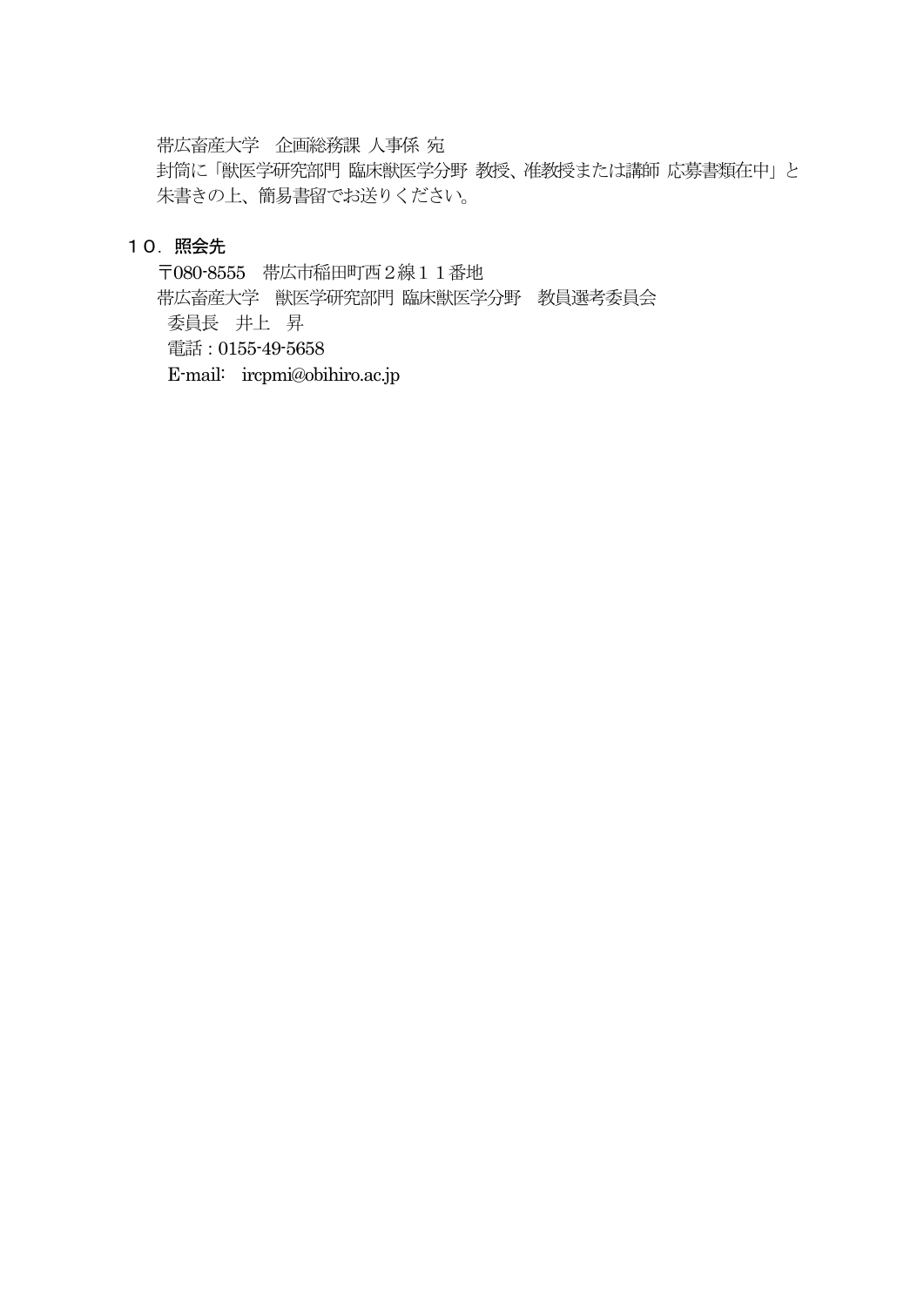帯広畜産大学　企画総務課 人事係 宛
封筒に「獣医学研究部門 臨床獣医学分野 教授、准教授または講師 応募書類在中」と朱書きの上、簡易書留でお送りください。

## １０．照会先

〒080-8555　帯広市稲田町西２線１１番地
帯広畜産大学　獣医学研究部門 臨床獣医学分野　教員選考委員会
委員長　井上　昇
電話：0155-49-5658
E-mail:　ircpmi@obihiro.ac.jp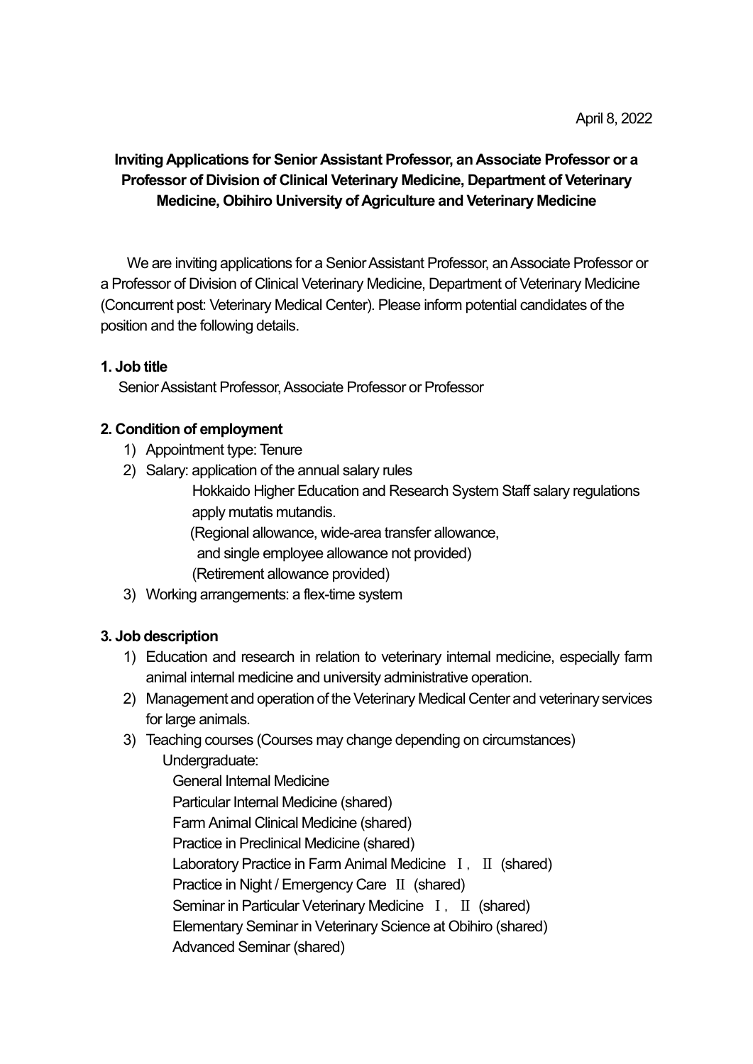April 8, 2022

**Inviting Applications for Senior Assistant Professor, an Associate Professor or a Professor of Division of Clinical Veterinary Medicine, Department of Veterinary Medicine, Obihiro University of Agriculture and Veterinary Medicine**

We are inviting applications for a Senior Assistant Professor, an Associate Professor or a Professor of Division of Clinical Veterinary Medicine, Department of Veterinary Medicine (Concurrent post: Veterinary Medical Center). Please inform potential candidates of the position and the following details.

**1. Job title**

Senior Assistant Professor, Associate Professor or Professor

**2. Condition of employment**

1) Appointment type: Tenure
2) Salary: application of the annual salary rules
   Hokkaido Higher Education and Research System Staff salary regulations apply mutatis mutandis.
   (Regional allowance, wide-area transfer allowance, and single employee allowance not provided)
   (Retirement allowance provided)
3) Working arrangements: a flex-time system

**3. Job description**

1) Education and research in relation to veterinary internal medicine, especially farm animal internal medicine and university administrative operation.
2) Management and operation of the Veterinary Medical Center and veterinary services for large animals.
3) Teaching courses (Courses may change depending on circumstances)
   Undergraduate:
   - General Internal Medicine
   - Particular Internal Medicine (shared)
   - Farm Animal Clinical Medicine (shared)
   - Practice in Preclinical Medicine (shared)
   - Laboratory Practice in Farm Animal Medicine Ⅰ, Ⅱ (shared)
   - Practice in Night / Emergency Care Ⅱ (shared)
   - Seminar in Particular Veterinary Medicine Ⅰ, Ⅱ (shared)
   - Elementary Seminar in Veterinary Science at Obihiro (shared)
   - Advanced Seminar (shared)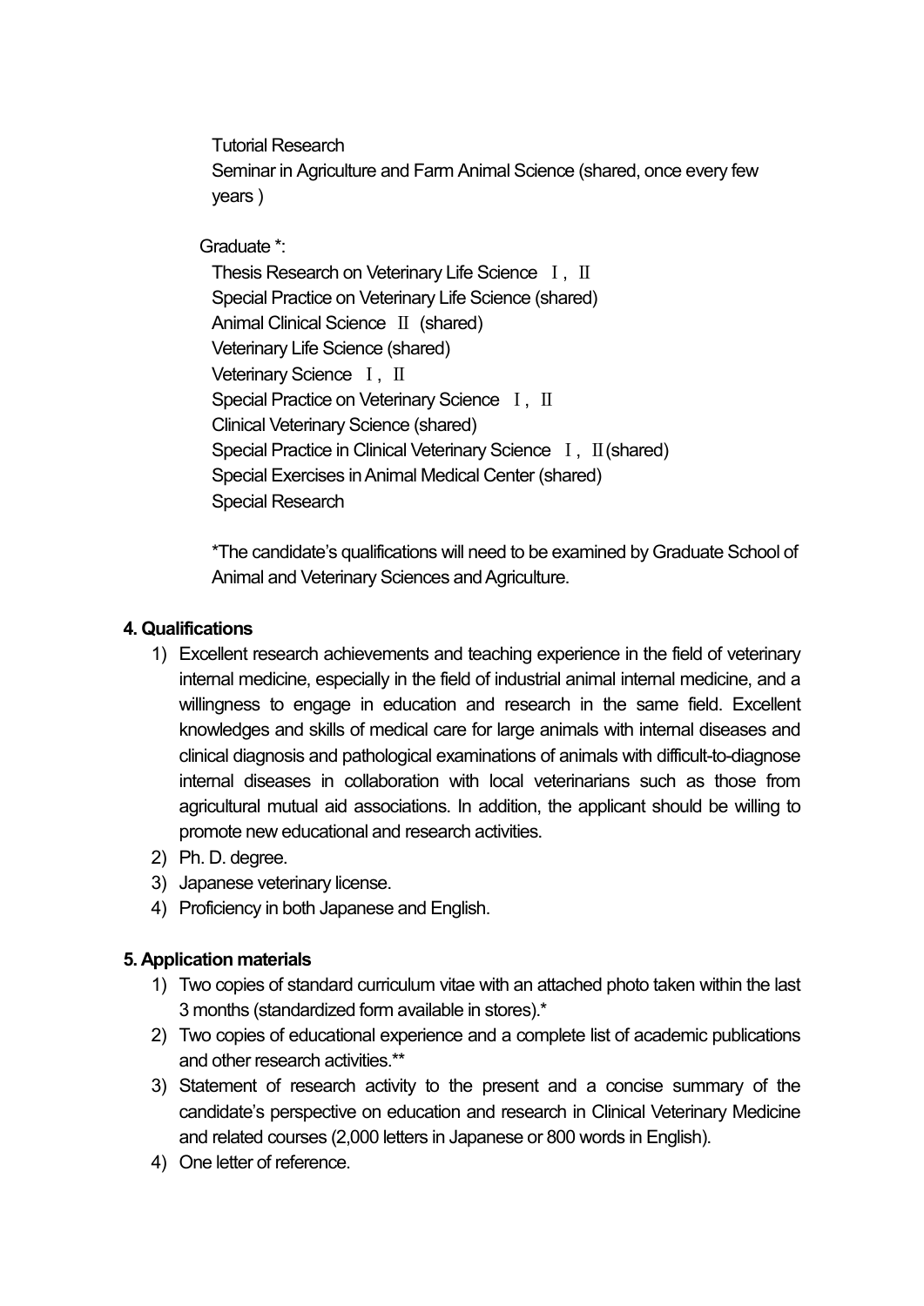Tutorial Research
Seminar in Agriculture and Farm Animal Science (shared, once every few years )

Graduate *:

Thesis Research on Veterinary Life Science Ⅰ, Ⅱ
Special Practice on Veterinary Life Science (shared)
Animal Clinical Science Ⅱ (shared)
Veterinary Life Science (shared)
Veterinary Science Ⅰ, Ⅱ
Special Practice on Veterinary Science Ⅰ, Ⅱ
Clinical Veterinary Science (shared)
Special Practice in Clinical Veterinary Science Ⅰ, Ⅱ(shared)
Special Exercises in Animal Medical Center (shared)
Special Research

*The candidate's qualifications will need to be examined by Graduate School of Animal and Veterinary Sciences and Agriculture.

**4. Qualifications**

1) Excellent research achievements and teaching experience in the field of veterinary internal medicine, especially in the field of industrial animal internal medicine, and a willingness to engage in education and research in the same field. Excellent knowledges and skills of medical care for large animals with internal diseases and clinical diagnosis and pathological examinations of animals with difficult-to-diagnose internal diseases in collaboration with local veterinarians such as those from agricultural mutual aid associations. In addition, the applicant should be willing to promote new educational and research activities.
2) Ph. D. degree.
3) Japanese veterinary license.
4) Proficiency in both Japanese and English.

**5. Application materials**

1) Two copies of standard curriculum vitae with an attached photo taken within the last 3 months (standardized form available in stores).*
2) Two copies of educational experience and a complete list of academic publications and other research activities.**
3) Statement of research activity to the present and a concise summary of the candidate's perspective on education and research in Clinical Veterinary Medicine and related courses (2,000 letters in Japanese or 800 words in English).
4) One letter of reference.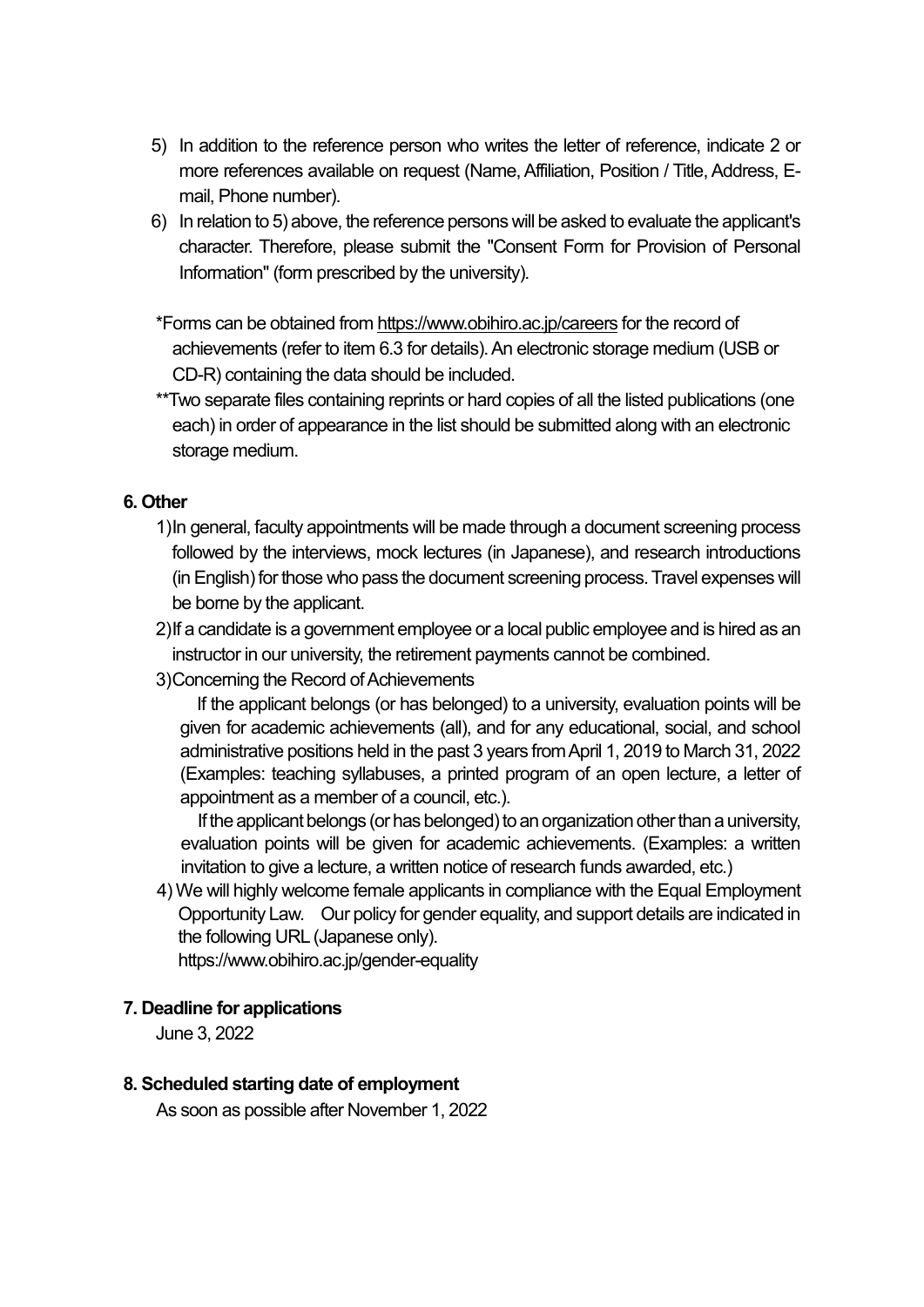5) In addition to the reference person who writes the letter of reference, indicate 2 or more references available on request (Name, Affiliation, Position / Title, Address, E-mail, Phone number).
6) In relation to 5) above, the reference persons will be asked to evaluate the applicant's character. Therefore, please submit the "Consent Form for Provision of Personal Information" (form prescribed by the university).

*Forms can be obtained from https://www.obihiro.ac.jp/careers for the record of achievements (refer to item 6.3 for details). An electronic storage medium (USB or CD-R) containing the data should be included.

**Two separate files containing reprints or hard copies of all the listed publications (one each) in order of appearance in the list should be submitted along with an electronic storage medium.

**6. Other**

1) In general, faculty appointments will be made through a document screening process followed by the interviews, mock lectures (in Japanese), and research introductions (in English) for those who pass the document screening process. Travel expenses will be borne by the applicant.
2) If a candidate is a government employee or a local public employee and is hired as an instructor in our university, the retirement payments cannot be combined.
3) Concerning the Record of Achievements

   If the applicant belongs (or has belonged) to a university, evaluation points will be given for academic achievements (all), and for any educational, social, and school administrative positions held in the past 3 years from April 1, 2019 to March 31, 2022 (Examples: teaching syllabuses, a printed program of an open lecture, a letter of appointment as a member of a council, etc.).

   If the applicant belongs (or has belonged) to an organization other than a university, evaluation points will be given for academic achievements. (Examples: a written invitation to give a lecture, a written notice of research funds awarded, etc.)
4) We will highly welcome female applicants in compliance with the Equal Employment Opportunity Law. Our policy for gender equality, and support details are indicated in the following URL (Japanese only).
   https://www.obihiro.ac.jp/gender-equality

**7. Deadline for applications**

June 3, 2022

**8. Scheduled starting date of employment**

As soon as possible after November 1, 2022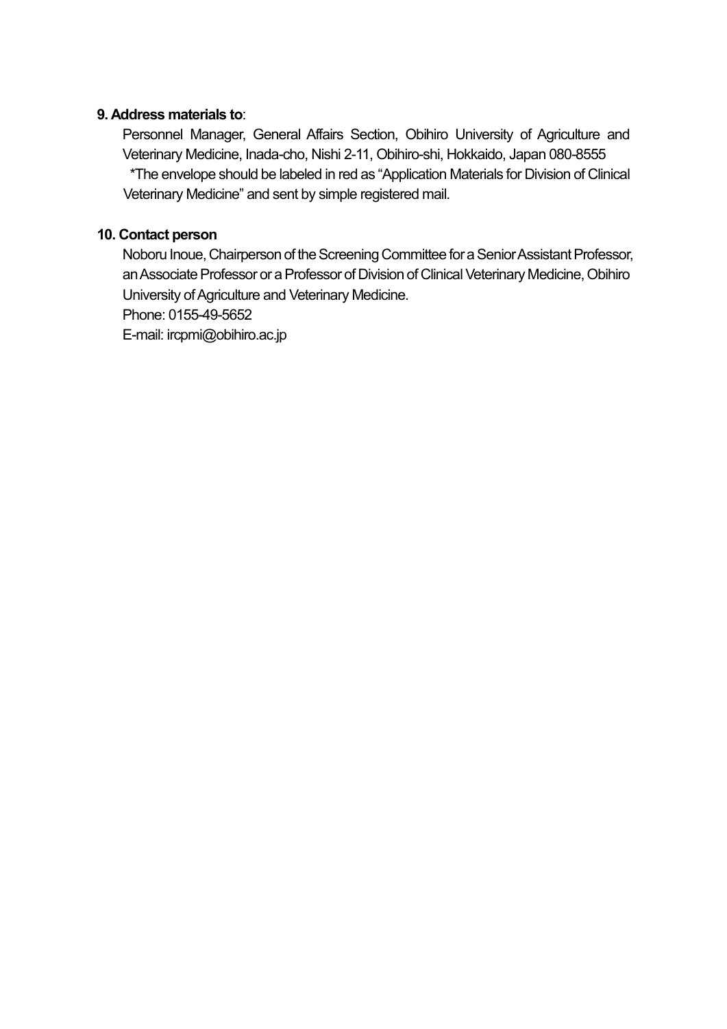**9. Address materials to**:

Personnel Manager, General Affairs Section, Obihiro University of Agriculture and Veterinary Medicine, Inada-cho, Nishi 2-11, Obihiro-shi, Hokkaido, Japan 080-8555

*The envelope should be labeled in red as “Application Materials for Division of Clinical Veterinary Medicine” and sent by simple registered mail.

**10. Contact person**

Noboru Inoue, Chairperson of the Screening Committee for a Senior Assistant Professor, an Associate Professor or a Professor of Division of Clinical Veterinary Medicine, Obihiro University of Agriculture and Veterinary Medicine.

Phone: 0155-49-5652

E-mail: ircpmi@obihiro.ac.jp